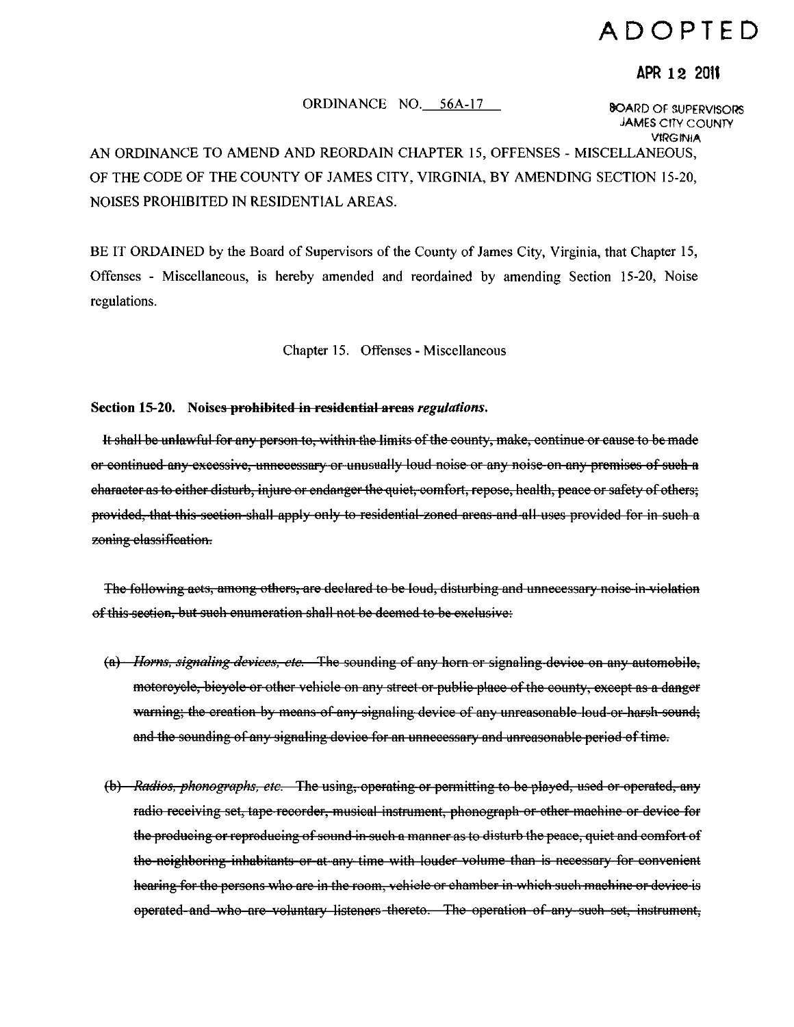**ADOPTED**

**APR 12 2011**

ORDINANCE NO. 56A-17

BOARD OF SUPERVISORS
JAMES CITY COUNTY
VIRGINIA

AN ORDINANCE TO AMEND AND REORDAIN CHAPTER 15, OFFENSES - MISCELLANEOUS, OF THE CODE OF THE COUNTY OF JAMES CITY, VIRGINIA, BY AMENDING SECTION 15-20, NOISES PROHIBITED IN RESIDENTIAL AREAS.

BE IT ORDAINED by the Board of Supervisors of the County of James City, Virginia, that Chapter 15, Offenses - Miscellaneous, is hereby amended and reordained by amending Section 15-20, Noise regulations.

Chapter 15. Offenses - Miscellaneous

**Section 15-20. Noises ~~prohibited in residential areas~~ *regulations*.**

~~It shall be unlawful for any person to, within the limits of the county, make, continue or cause to be made or continued any excessive, unnecessary or unusually loud noise or any noise on any premises of such a character as to either disturb, injure or endanger the quiet, comfort, repose, health, peace or safety of others; provided, that this section shall apply only to residential-zoned areas and all uses provided for in such a zoning classification.~~

~~The following acts, among others, are declared to be loud, disturbing and unnecessary noise in violation of this section, but such enumeration shall not be deemed to be exclusive:~~

~~(a) *Horns, signaling devices, etc.* The sounding of any horn or signaling device on any automobile, motorcycle, bicycle or other vehicle on any street or public place of the county, except as a danger warning; the creation by means of any signaling device of any unreasonable loud or harsh sound; and the sounding of any signaling device for an unnecessary and unreasonable period of time.~~

~~(b) *Radios, phonographs, etc.* The using, operating or permitting to be played, used or operated, any radio receiving set, tape recorder, musical instrument, phonograph or other machine or device for the producing or reproducing of sound in such a manner as to disturb the peace, quiet and comfort of the neighboring inhabitants or at any time with louder volume than is necessary for convenient hearing for the persons who are in the room, vehicle or chamber in which such machine or device is operated and who are voluntary listeners thereto. The operation of any such set, instrument,~~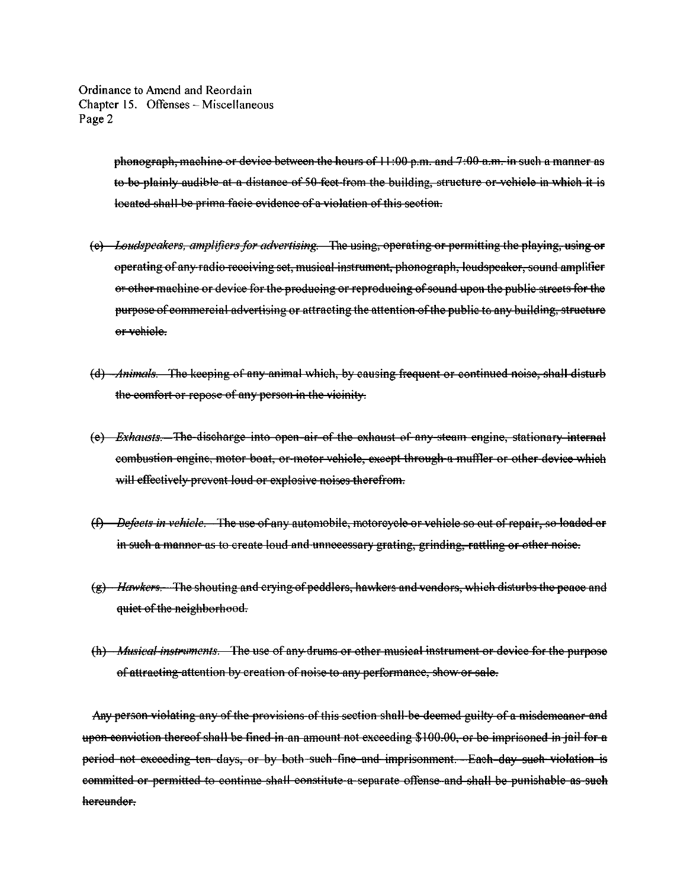~~phonograph, machine or device between the hours of 11:00 p.m. and 7:00 a.m. in such a manner as to be plainly audible at a distance of 50 feet from the building, structure or vehicle in which it is located shall be prima facie evidence of a violation of this section.~~

~~(c) *Loudspeakers, amplifiers for advertising.* The using, operating or permitting the playing, using or operating of any radio receiving set, musical instrument, phonograph, loudspeaker, sound amplifier or other machine or device for the producing or reproducing of sound upon the public streets for the purpose of commercial advertising or attracting the attention of the public to any building, structure or vehicle.~~

~~(d) *Animals.* The keeping of any animal which, by causing frequent or continued noise, shall disturb the comfort or repose of any person in the vicinity.~~

~~(e) *Exhausts.* The discharge into open air of the exhaust of any steam engine, stationary internal combustion engine, motor boat, or motor vehicle, except through a muffler or other device which will effectively prevent loud or explosive noises therefrom.~~

~~(f) *Defects in vehicle.* The use of any automobile, motorcycle or vehicle so out of repair, so loaded or in such a manner as to create loud and unnecessary grating, grinding, rattling or other noise.~~

~~(g) *Hawkers.* The shouting and crying of peddlers, hawkers and vendors, which disturbs the peace and quiet of the neighborhood.~~

~~(h) *Musical instruments.* The use of any drums or other musical instrument or device for the purpose of attracting attention by creation of noise to any performance, show or sale.~~

~~Any person violating any of the provisions of this section shall be deemed guilty of a misdemeanor and upon conviction thereof shall be fined in an amount not exceeding $100.00, or be imprisoned in jail for a period not exceeding ten days, or by both such fine and imprisonment. Each day such violation is committed or permitted to continue shall constitute a separate offense and shall be punishable as such hereunder.~~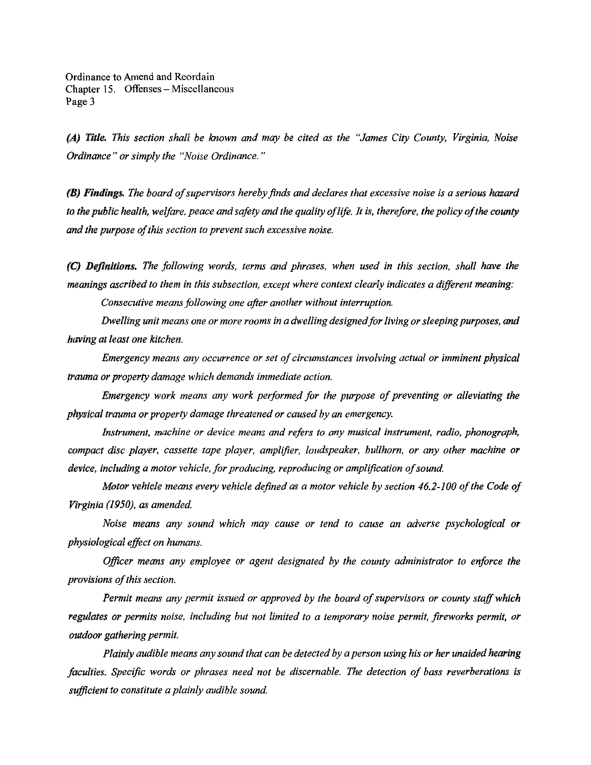*(A) **Title.** This section shall be known and may be cited as the "James City County, Virginia, Noise Ordinance" or simply the "Noise Ordinance."*

*(B) **Findings.** The board of supervisors hereby finds and declares that excessive noise is a serious hazard to the public health, welfare, peace and safety and the quality of life. It is, therefore, the policy of the county and the purpose of this section to prevent such excessive noise.*

*(C) **Definitions.** The following words, terms and phrases, when used in this section, shall have the meanings ascribed to them in this subsection, except where context clearly indicates a different meaning:*

*Consecutive means following one after another without interruption.*

*Dwelling unit means one or more rooms in a dwelling designed for living or sleeping purposes, and having at least one kitchen.*

*Emergency means any occurrence or set of circumstances involving actual or imminent physical trauma or property damage which demands immediate action.*

*Emergency work means any work performed for the purpose of preventing or alleviating the physical trauma or property damage threatened or caused by an emergency.*

*Instrument, machine or device means and refers to any musical instrument, radio, phonograph, compact disc player, cassette tape player, amplifier, loudspeaker, bullhorn, or any other machine or device, including a motor vehicle, for producing, reproducing or amplification of sound.*

*Motor vehicle means every vehicle defined as a motor vehicle by section 46.2-100 of the Code of Virginia (1950), as amended.*

*Noise means any sound which may cause or tend to cause an adverse psychological or physiological effect on humans.*

*Officer means any employee or agent designated by the county administrator to enforce the provisions of this section.*

*Permit means any permit issued or approved by the board of supervisors or county staff which regulates or permits noise, including but not limited to a temporary noise permit, fireworks permit, or outdoor gathering permit.*

*Plainly audible means any sound that can be detected by a person using his or her unaided hearing faculties. Specific words or phrases need not be discernable. The detection of bass reverberations is sufficient to constitute a plainly audible sound.*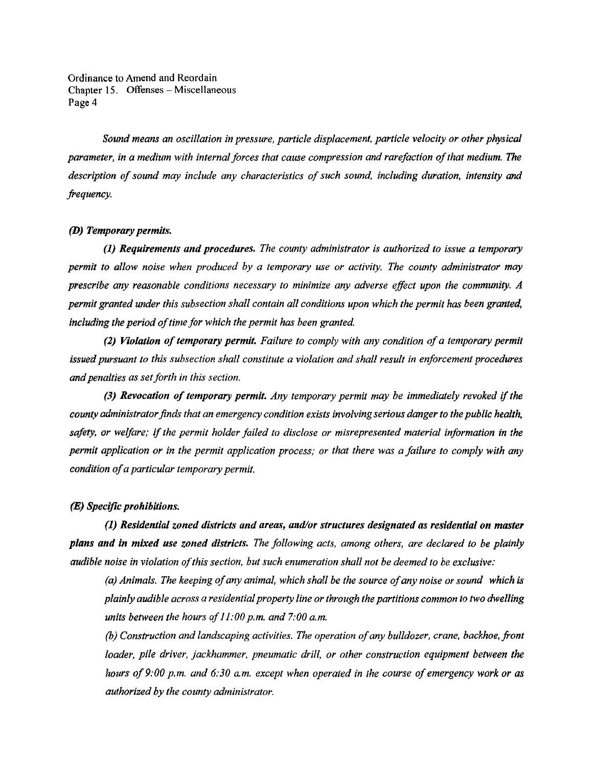*Sound means an oscillation in pressure, particle displacement, particle velocity or other physical parameter, in a medium with internal forces that cause compression and rarefaction of that medium. The description of sound may include any characteristics of such sound, including duration, intensity and frequency.*

***(D) Temporary permits.***

***(1) Requirements and procedures.*** *The county administrator is authorized to issue a temporary permit to allow noise when produced by a temporary use or activity. The county administrator may prescribe any reasonable conditions necessary to minimize any adverse effect upon the community. A permit granted under this subsection shall contain all conditions upon which the permit has been granted, including the period of time for which the permit has been granted.*

***(2) Violation of temporary permit.*** *Failure to comply with any condition of a temporary permit issued pursuant to this subsection shall constitute a violation and shall result in enforcement procedures and penalties as set forth in this section.*

***(3) Revocation of temporary permit.*** *Any temporary permit may be immediately revoked if the county administrator finds that an emergency condition exists involving serious danger to the public health, safety, or welfare; if the permit holder failed to disclose or misrepresented material information in the permit application or in the permit application process; or that there was a failure to comply with any condition of a particular temporary permit.*

***(E) Specific prohibitions.***

***(1) Residential zoned districts and areas, and/or structures designated as residential on master plans and in mixed use zoned districts.*** *The following acts, among others, are declared to be plainly audible noise in violation of this section, but such enumeration shall not be deemed to be exclusive:*

*(a) Animals. The keeping of any animal, which shall be the source of any noise or sound which is plainly audible across a residential property line or through the partitions common to two dwelling units between the hours of 11:00 p.m. and 7:00 a.m.*

*(b) Construction and landscaping activities. The operation of any bulldozer, crane, backhoe, front loader, pile driver, jackhammer, pneumatic drill, or other construction equipment between the hours of 9:00 p.m. and 6:30 a.m. except when operated in the course of emergency work or as authorized by the county administrator.*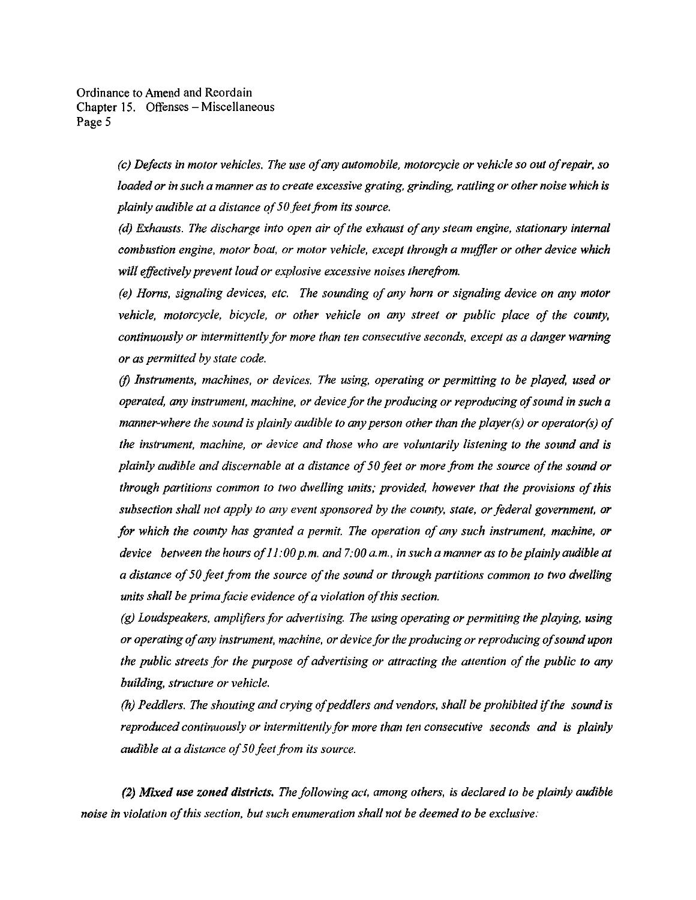*(c) Defects in motor vehicles. The use of any automobile, motorcycle or vehicle so out of repair, so loaded or in such a manner as to create excessive grating, grinding, rattling or other noise which is plainly audible at a distance of 50 feet from its source.*

*(d) Exhausts. The discharge into open air of the exhaust of any steam engine, stationary internal combustion engine, motor boat, or motor vehicle, except through a muffler or other device which will effectively prevent loud or explosive excessive noises therefrom.*

*(e) Horns, signaling devices, etc. The sounding of any horn or signaling device on any motor vehicle, motorcycle, bicycle, or other vehicle on any street or public place of the county, continuously or intermittently for more than ten consecutive seconds, except as a danger warning or as permitted by state code.*

*(f) Instruments, machines, or devices. The using, operating or permitting to be played, used or operated, any instrument, machine, or device for the producing or reproducing of sound in such a manner-where the sound is plainly audible to any person other than the player(s) or operator(s) of the instrument, machine, or device and those who are voluntarily listening to the sound and is plainly audible and discernable at a distance of 50 feet or more from the source of the sound or through partitions common to two dwelling units; provided, however that the provisions of this subsection shall not apply to any event sponsored by the county, state, or federal government, or for which the county has granted a permit. The operation of any such instrument, machine, or device between the hours of 11:00 p.m. and 7:00 a.m., in such a manner as to be plainly audible at a distance of 50 feet from the source of the sound or through partitions common to two dwelling units shall be prima facie evidence of a violation of this section.*

*(g) Loudspeakers, amplifiers for advertising. The using operating or permitting the playing, using or operating of any instrument, machine, or device for the producing or reproducing of sound upon the public streets for the purpose of advertising or attracting the attention of the public to any building, structure or vehicle.*

*(h) Peddlers. The shouting and crying of peddlers and vendors, shall be prohibited if the sound is reproduced continuously or intermittently for more than ten consecutive seconds and is plainly audible at a distance of 50 feet from its source.*

***(2) Mixed use zoned districts.*** *The following act, among others, is declared to be plainly audible noise in violation of this section, but such enumeration shall not be deemed to be exclusive:*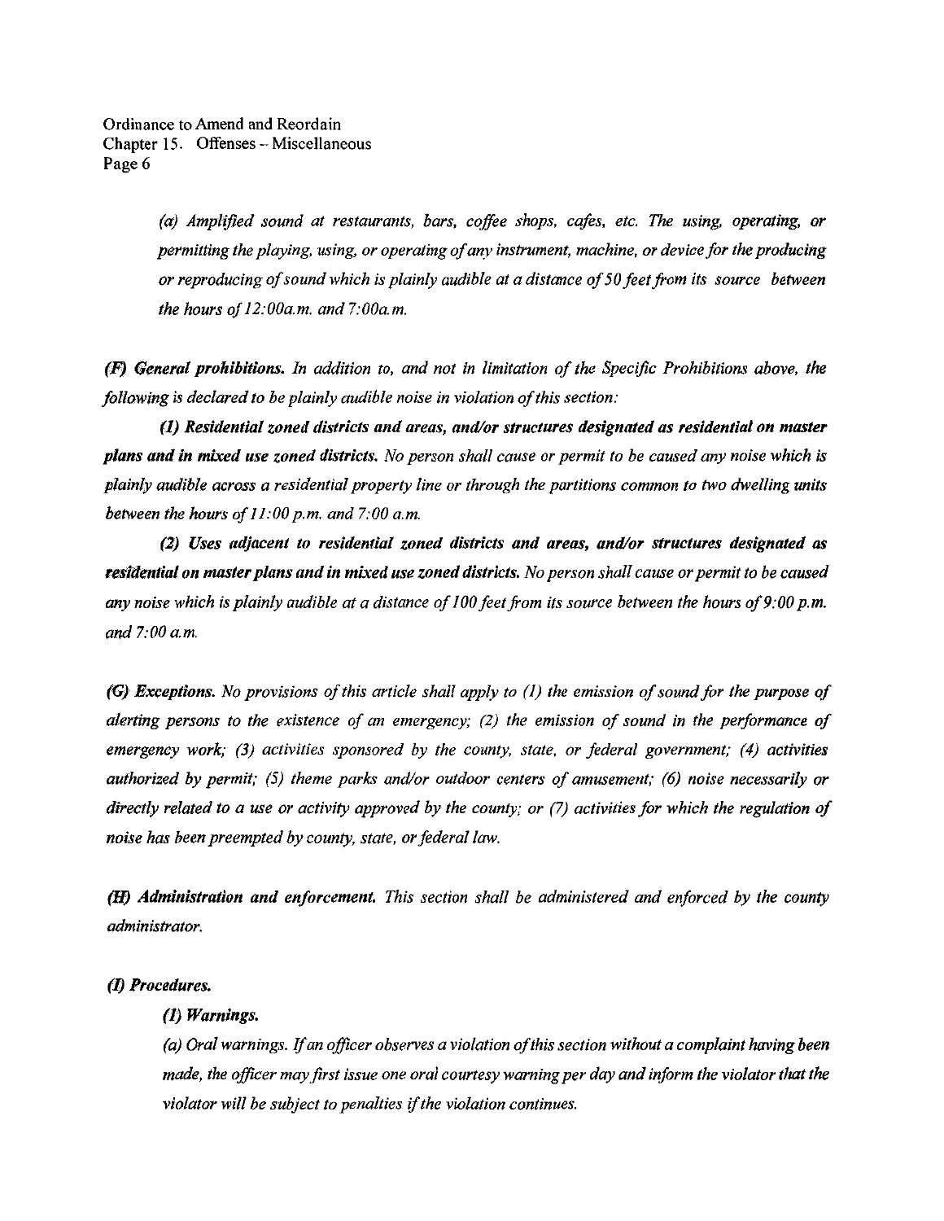*(a) Amplified sound at restaurants, bars, coffee shops, cafes, etc. The using, operating, or permitting the playing, using, or operating of any instrument, machine, or device for the producing or reproducing of sound which is plainly audible at a distance of 50 feet from its source between the hours of 12:00a.m. and 7:00a.m.*

***(F) General prohibitions.*** *In addition to, and not in limitation of the Specific Prohibitions above, the following is declared to be plainly audible noise in violation of this section:*

***(1) Residential zoned districts and areas, and/or structures designated as residential on master plans and in mixed use zoned districts.*** *No person shall cause or permit to be caused any noise which is plainly audible across a residential property line or through the partitions common to two dwelling units between the hours of 11:00 p.m. and 7:00 a.m.*

***(2) Uses adjacent to residential zoned districts and areas, and/or structures designated as residential on master plans and in mixed use zoned districts.*** *No person shall cause or permit to be caused any noise which is plainly audible at a distance of 100 feet from its source between the hours of 9:00 p.m. and 7:00 a.m.*

***(G) Exceptions.*** *No provisions of this article shall apply to (1) the emission of sound for the purpose of alerting persons to the existence of an emergency; (2) the emission of sound in the performance of emergency work; (3) activities sponsored by the county, state, or federal government; (4) activities authorized by permit; (5) theme parks and/or outdoor centers of amusement; (6) noise necessarily or directly related to a use or activity approved by the county; or (7) activities for which the regulation of noise has been preempted by county, state, or federal law.*

***(H) Administration and enforcement.*** *This section shall be administered and enforced by the county administrator.*

***(I) Procedures.***

***(1) Warnings.***

*(a) Oral warnings. If an officer observes a violation of this section without a complaint having been made, the officer may first issue one oral courtesy warning per day and inform the violator that the violator will be subject to penalties if the violation continues.*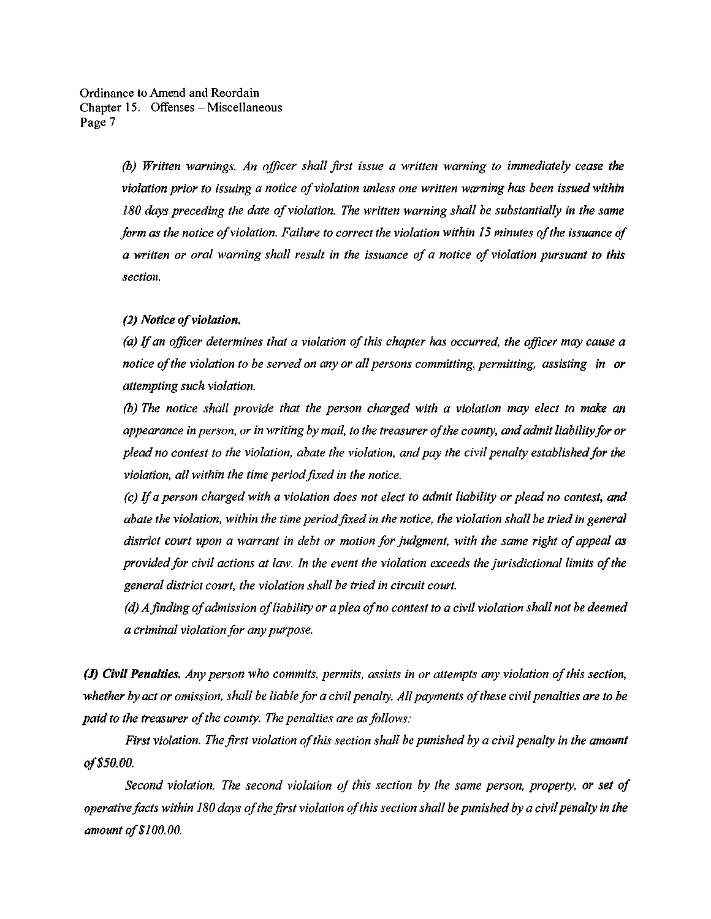*(b) Written warnings. An officer shall first issue a written warning to immediately cease the violation prior to issuing a notice of violation unless one written warning has been issued within 180 days preceding the date of violation. The written warning shall be substantially in the same form as the notice of violation. Failure to correct the violation within 15 minutes of the issuance of a written or oral warning shall result in the issuance of a notice of violation pursuant to this section.*

***(2) Notice of violation.***

*(a) If an officer determines that a violation of this chapter has occurred, the officer may cause a notice of the violation to be served on any or all persons committing, permitting, assisting in or attempting such violation.*

*(b) The notice shall provide that the person charged with a violation may elect to make an appearance in person, or in writing by mail, to the treasurer of the county, and admit liability for or plead no contest to the violation, abate the violation, and pay the civil penalty established for the violation, all within the time period fixed in the notice.*

*(c) If a person charged with a violation does not elect to admit liability or plead no contest, and abate the violation, within the time period fixed in the notice, the violation shall be tried in general district court upon a warrant in debt or motion for judgment, with the same right of appeal as provided for civil actions at law. In the event the violation exceeds the jurisdictional limits of the general district court, the violation shall be tried in circuit court.*

*(d) A finding of admission of liability or a plea of no contest to a civil violation shall not be deemed a criminal violation for any purpose.*

***(J) Civil Penalties.*** *Any person who commits, permits, assists in or attempts any violation of this section, whether by act or omission, shall be liable for a civil penalty. All payments of these civil penalties are to be paid to the treasurer of the county. The penalties are as follows:*

*First violation. The first violation of this section shall be punished by a civil penalty in the amount of $50.00.*

*Second violation. The second violation of this section by the same person, property, or set of operative facts within 180 days of the first violation of this section shall be punished by a civil penalty in the amount of $100.00.*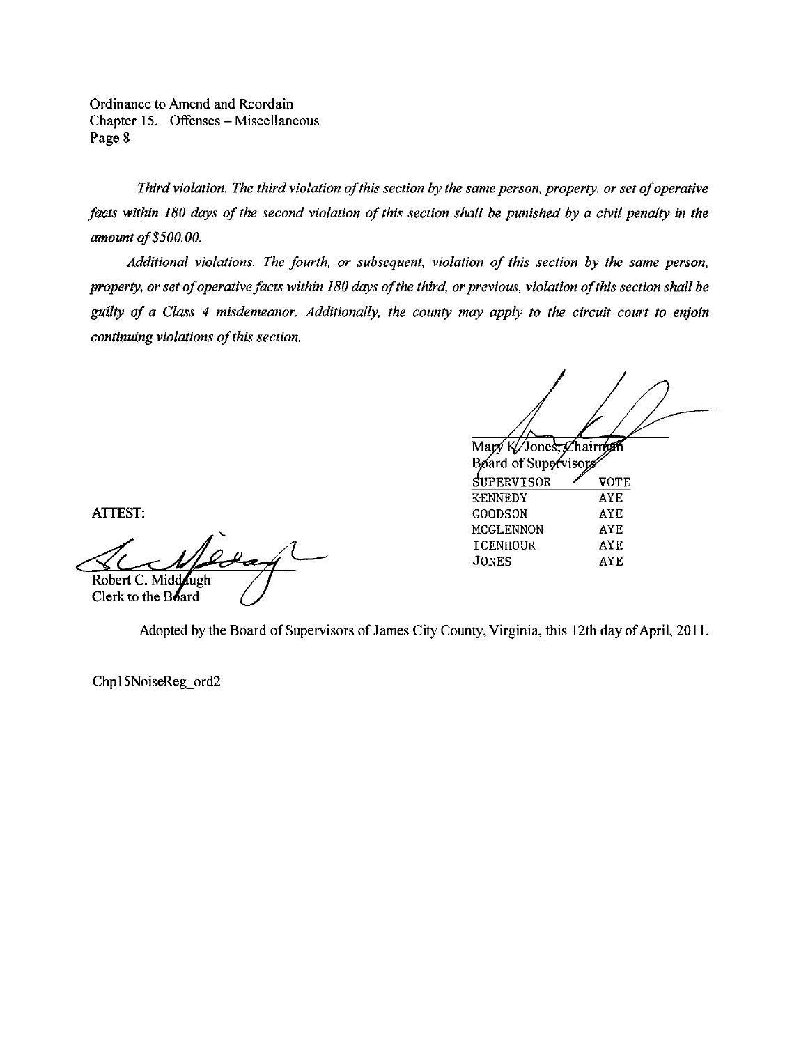*Third violation. The third violation of this section by the same person, property, or set of operative facts within 180 days of the second violation of this section shall be punished by a civil penalty in the amount of $500.00.*

*Additional violations. The fourth, or subsequent, violation of this section by the same person, property, or set of operative facts within 180 days of the third, or previous, violation of this section shall be guilty of a Class 4 misdemeanor. Additionally, the county may apply to the circuit court to enjoin continuing violations of this section.*

Mary K. Jones, Chairman
Board of Supervisors

| SUPERVISOR | VOTE |
|---|---|
| KENNEDY | AYE |
| GOODSON | AYE |
| MCGLENNON | AYE |
| ICENHOUR | AYE |
| JONES | AYE |

ATTEST:

Robert C. Middaugh
Clerk to the Board

Adopted by the Board of Supervisors of James City County, Virginia, this 12th day of April, 2011.

Chp15NoiseReg_ord2